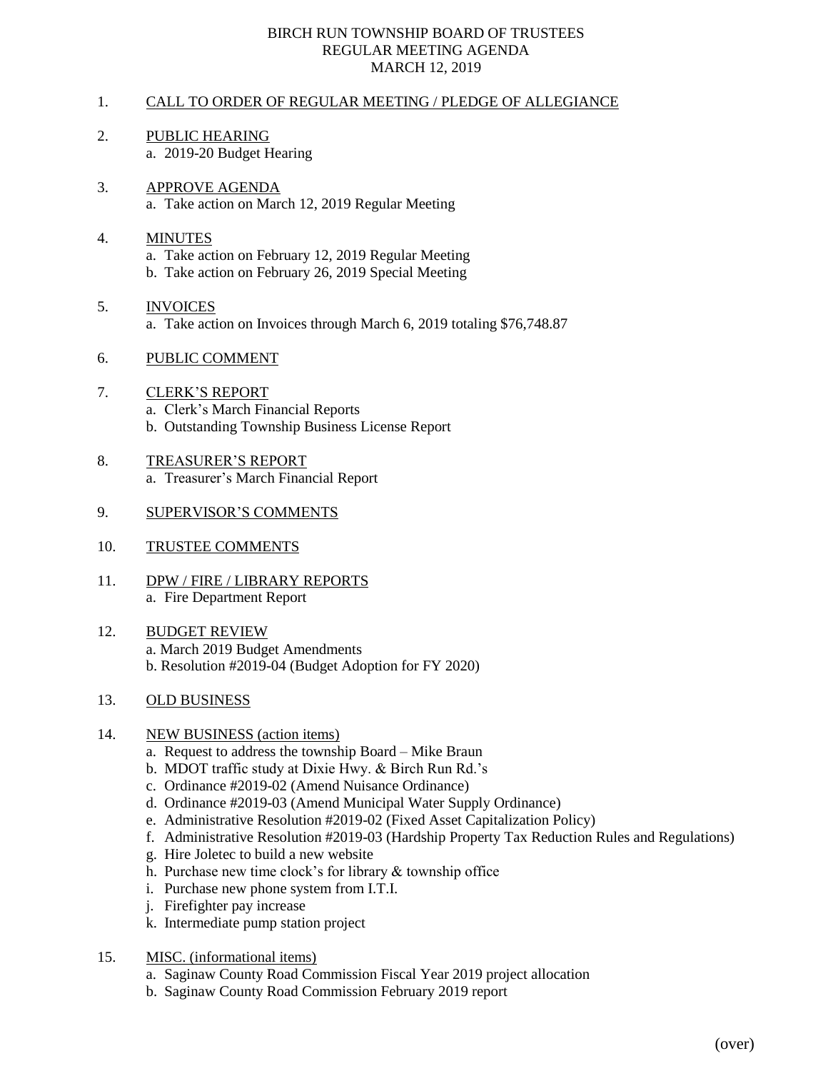# BIRCH RUN TOWNSHIP BOARD OF TRUSTEES
## REGULAR MEETING AGENDA
### MARCH 12, 2019

1. CALL TO ORDER OF REGULAR MEETING / PLEDGE OF ALLEGIANCE

2. PUBLIC HEARING
   a. 2019-20 Budget Hearing

3. APPROVE AGENDA
   a. Take action on March 12, 2019 Regular Meeting

4. MINUTES
   a. Take action on February 12, 2019 Regular Meeting
   b. Take action on February 26, 2019 Special Meeting

5. INVOICES
   a. Take action on Invoices through March 6, 2019 totaling $76,748.87

6. PUBLIC COMMENT

7. CLERK'S REPORT
   a. Clerk's March Financial Reports
   b. Outstanding Township Business License Report

8. TREASURER'S REPORT
   a. Treasurer's March Financial Report

9. SUPERVISOR'S COMMENTS

10. TRUSTEE COMMENTS

11. DPW / FIRE / LIBRARY REPORTS
    a. Fire Department Report

12. BUDGET REVIEW
    a. March 2019 Budget Amendments
    b. Resolution #2019-04 (Budget Adoption for FY 2020)

13. OLD BUSINESS

14. NEW BUSINESS (action items)
    a. Request to address the township Board – Mike Braun
    b. MDOT traffic study at Dixie Hwy. & Birch Run Rd.'s
    c. Ordinance #2019-02 (Amend Nuisance Ordinance)
    d. Ordinance #2019-03 (Amend Municipal Water Supply Ordinance)
    e. Administrative Resolution #2019-02 (Fixed Asset Capitalization Policy)
    f. Administrative Resolution #2019-03 (Hardship Property Tax Reduction Rules and Regulations)
    g. Hire Joletec to build a new website
    h. Purchase new time clock's for library & township office
    i. Purchase new phone system from I.T.I.
    j. Firefighter pay increase
    k. Intermediate pump station project

15. MISC. (informational items)
    a. Saginaw County Road Commission Fiscal Year 2019 project allocation
    b. Saginaw County Road Commission February 2019 report

(over)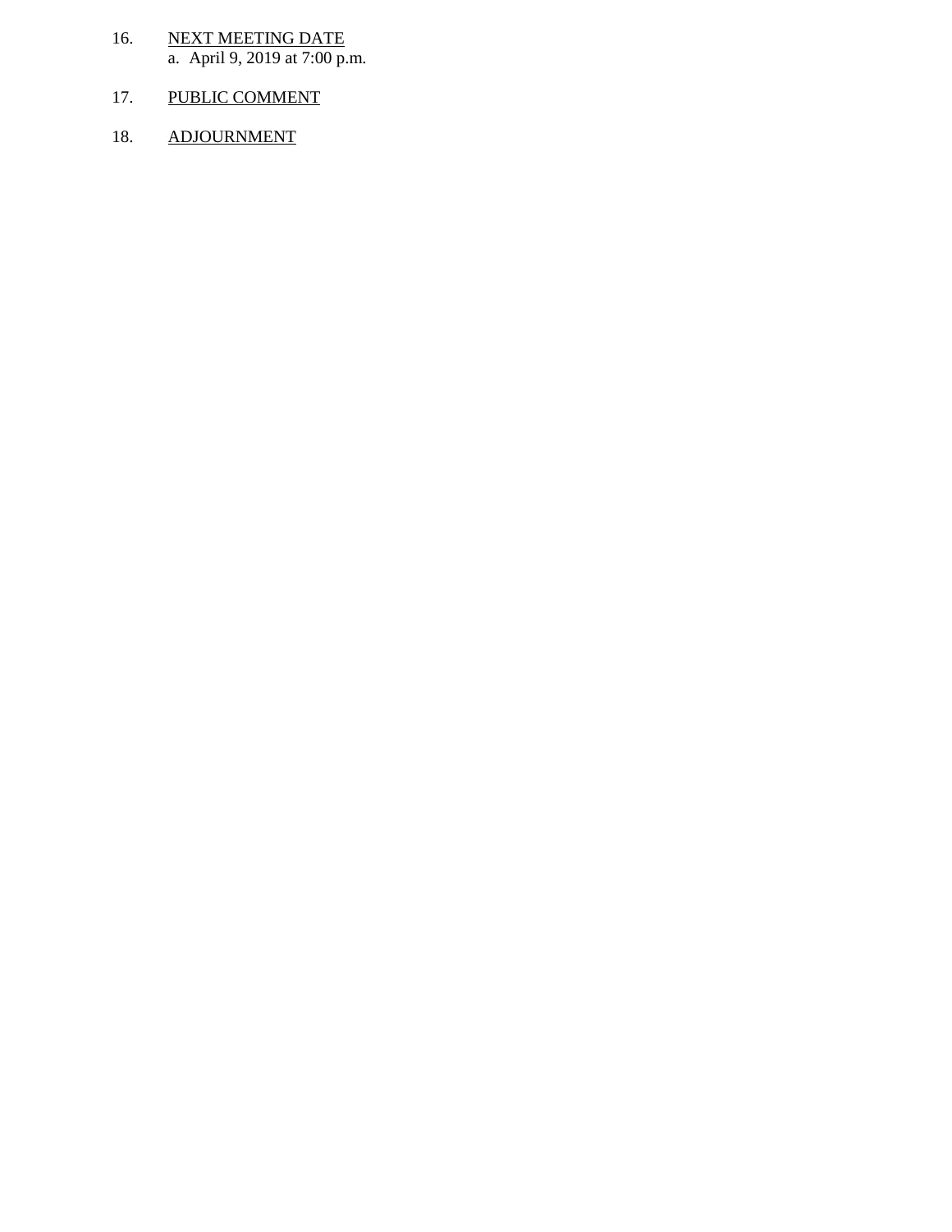16. NEXT MEETING DATE
    a. April 9, 2019 at 7:00 p.m.

17. PUBLIC COMMENT

18. ADJOURNMENT